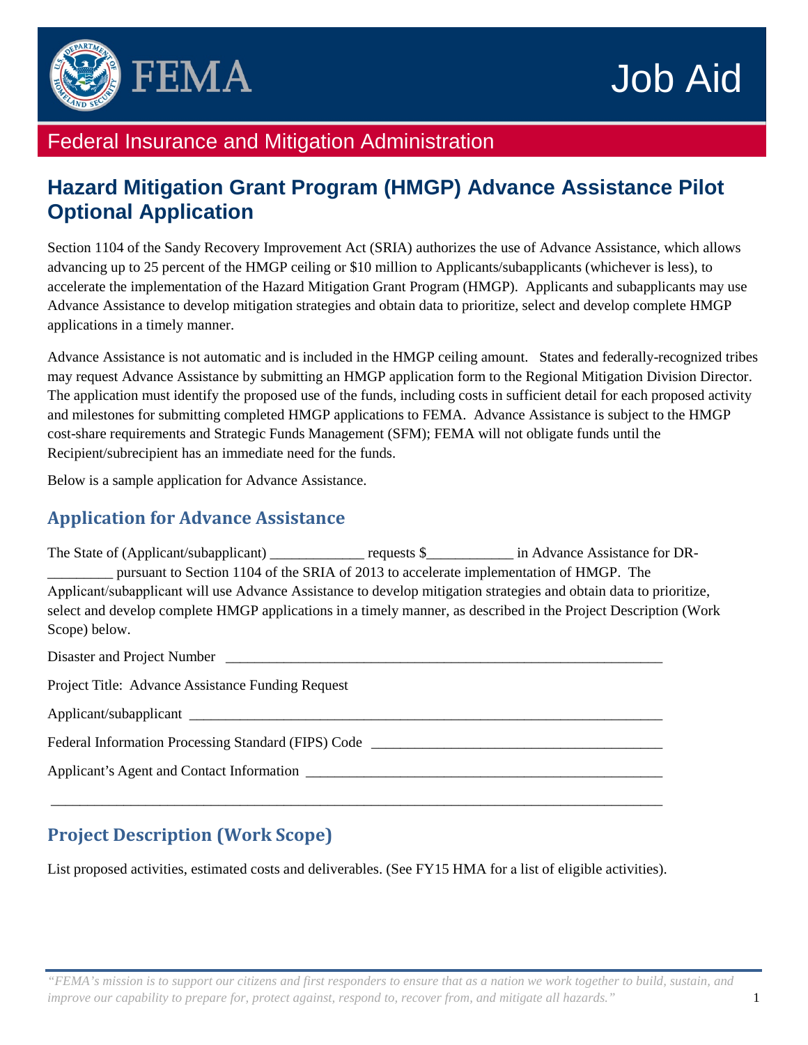FEMA

Job Aid

Federal Insurance and Mitigation Administration

# Hazard Mitigation Grant Program (HMGP) Advance Assistance Pilot Optional Application

Section 1104 of the Sandy Recovery Improvement Act (SRIA) authorizes the use of Advance Assistance, which allows advancing up to 25 percent of the HMGP ceiling or $10 million to Applicants/subapplicants (whichever is less), to accelerate the implementation of the Hazard Mitigation Grant Program (HMGP). Applicants and subapplicants may use Advance Assistance to develop mitigation strategies and obtain data to prioritize, select and develop complete HMGP applications in a timely manner.

Advance Assistance is not automatic and is included in the HMGP ceiling amount. States and federally-recognized tribes may request Advance Assistance by submitting an HMGP application form to the Regional Mitigation Division Director. The application must identify the proposed use of the funds, including costs in sufficient detail for each proposed activity and milestones for submitting completed HMGP applications to FEMA. Advance Assistance is subject to the HMGP cost-share requirements and Strategic Funds Management (SFM); FEMA will not obligate funds until the Recipient/subrecipient has an immediate need for the funds.

Below is a sample application for Advance Assistance.

## Application for Advance Assistance

The State of (Applicant/subapplicant) _____________ requests $____________ in Advance Assistance for DR-_________ pursuant to Section 1104 of the SRIA of 2013 to accelerate implementation of HMGP. The Applicant/subapplicant will use Advance Assistance to develop mitigation strategies and obtain data to prioritize, select and develop complete HMGP applications in a timely manner, as described in the Project Description (Work Scope) below.

Disaster and Project Number ______________________________________________________________

Project Title: Advance Assistance Funding Request

Applicant/subapplicant ___________________________________________________________________

Federal Information Processing Standard (FIPS) Code ________________________________________

Applicant's Agent and Contact Information __________________________________________________

________________________________________________________________________________________

## Project Description (Work Scope)

List proposed activities, estimated costs and deliverables. (See FY15 HMA for a list of eligible activities).

*"FEMA's mission is to support our citizens and first responders to ensure that as a nation we work together to build, sustain, and improve our capability to prepare for, protect against, respond to, recover from, and mitigate all hazards."*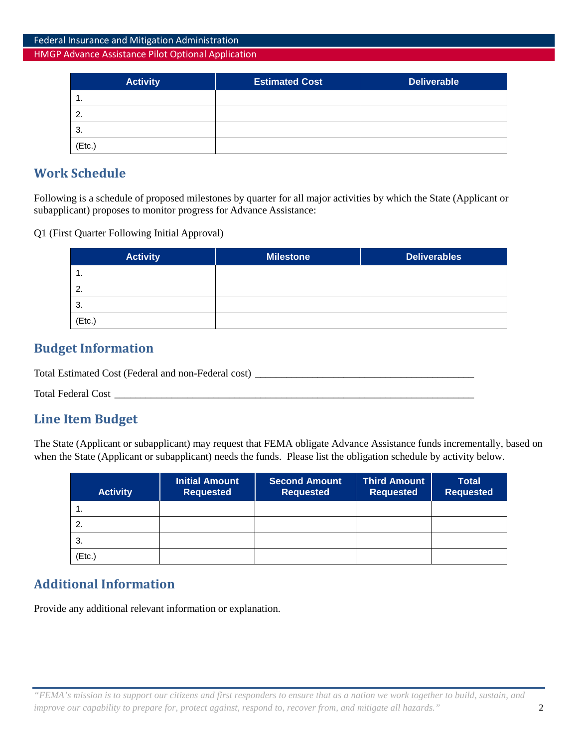| Activity | Estimated Cost | Deliverable |
| --- | --- | --- |
| 1. | | |
| 2. | | |
| 3. | | |
| (Etc.) | | |

## Work Schedule

Following is a schedule of proposed milestones by quarter for all major activities by which the State (Applicant or subapplicant) proposes to monitor progress for Advance Assistance:

Q1 (First Quarter Following Initial Approval)

| Activity | Milestone | Deliverables |
| --- | --- | --- |
| 1. | | |
| 2. | | |
| 3. | | |
| (Etc.) | | |

## Budget Information

Total Estimated Cost (Federal and non-Federal cost) ___________________________________________

Total Federal Cost ___________________________________________________________________________

## Line Item Budget

The State (Applicant or subapplicant) may request that FEMA obligate Advance Assistance funds incrementally, based on when the State (Applicant or subapplicant) needs the funds. Please list the obligation schedule by activity below.

| Activity | Initial Amount Requested | Second Amount Requested | Third Amount Requested | Total Requested |
| --- | --- | --- | --- | --- |
| 1. | | | | |
| 2. | | | | |
| 3. | | | | |
| (Etc.) | | | | |

## Additional Information

Provide any additional relevant information or explanation.